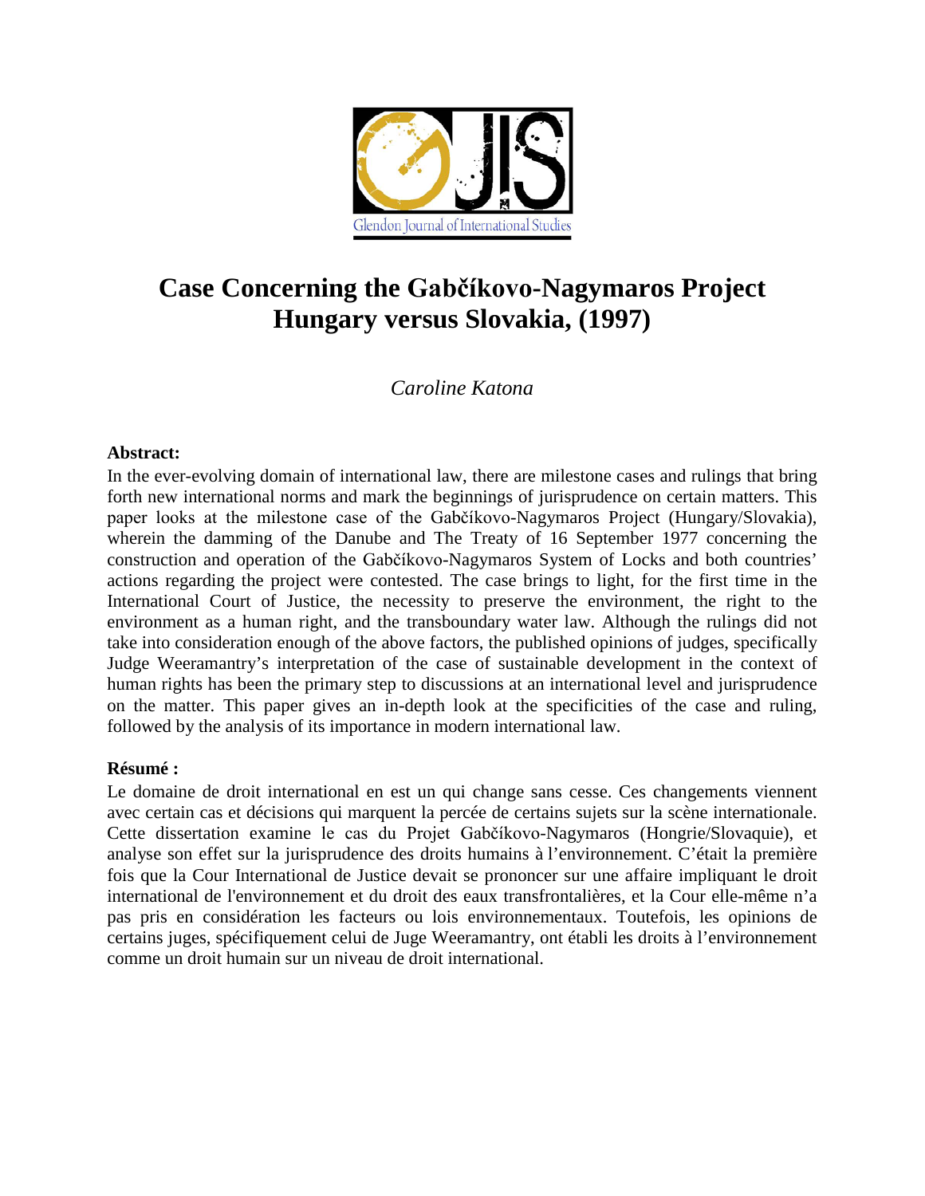# Case Concerning the Gabčíkovo-Nagymaros Project Hungary versus Slovakia, (1997)

*Caroline Katona*

**Abstract:**

In the ever-evolving domain of international law, there are milestone cases and rulings that bring forth new international norms and mark the beginnings of jurisprudence on certain matters. This paper looks at the milestone case of the Gabčíkovo-Nagymaros Project (Hungary/Slovakia), wherein the damming of the Danube and The Treaty of 16 September 1977 concerning the construction and operation of the Gabčíkovo-Nagymaros System of Locks and both countries' actions regarding the project were contested. The case brings to light, for the first time in the International Court of Justice, the necessity to preserve the environment, the right to the environment as a human right, and the transboundary water law. Although the rulings did not take into consideration enough of the above factors, the published opinions of judges, specifically Judge Weeramantry's interpretation of the case of sustainable development in the context of human rights has been the primary step to discussions at an international level and jurisprudence on the matter. This paper gives an in-depth look at the specificities of the case and ruling, followed by the analysis of its importance in modern international law.

**Résumé :**

Le domaine de droit international en est un qui change sans cesse. Ces changements viennent avec certain cas et décisions qui marquent la percée de certains sujets sur la scène internationale. Cette dissertation examine le cas du Projet Gabčíkovo-Nagymaros (Hongrie/Slovaquie), et analyse son effet sur la jurisprudence des droits humains à l'environnement. C'était la première fois que la Cour International de Justice devait se prononcer sur une affaire impliquant le droit international de l'environnement et du droit des eaux transfrontalières, et la Cour elle-même n'a pas pris en considération les facteurs ou lois environnementaux. Toutefois, les opinions de certains juges, spécifiquement celui de Juge Weeramantry, ont établi les droits à l'environnement comme un droit humain sur un niveau de droit international.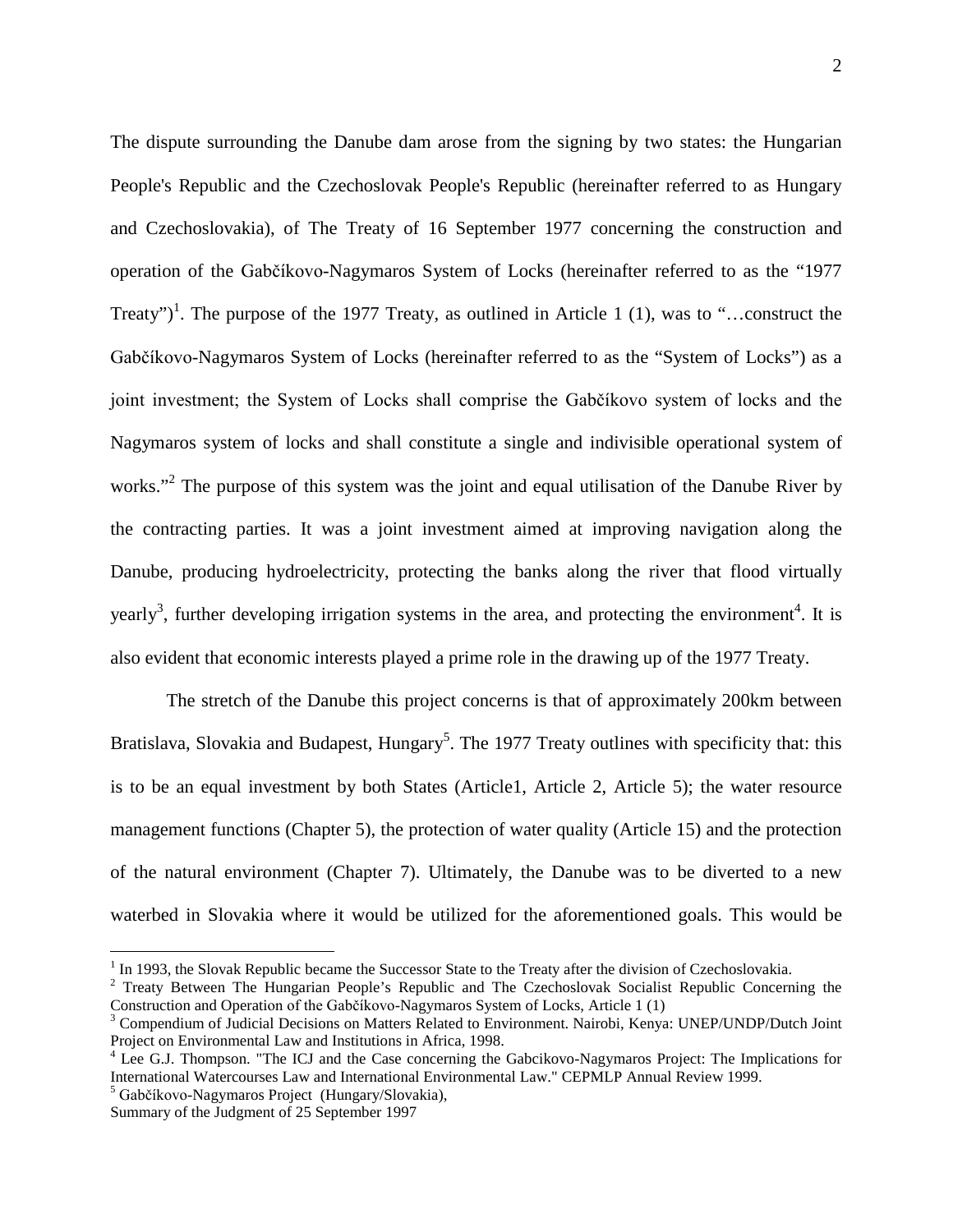The dispute surrounding the Danube dam arose from the signing by two states: the Hungarian People's Republic and the Czechoslovak People's Republic (hereinafter referred to as Hungary and Czechoslovakia), of The Treaty of 16 September 1977 concerning the construction and operation of the Gabčíkovo-Nagymaros System of Locks (hereinafter referred to as the "1977 Treaty")[1]. The purpose of the 1977 Treaty, as outlined in Article 1 (1), was to "…construct the Gabčíkovo-Nagymaros System of Locks (hereinafter referred to as the "System of Locks") as a joint investment; the System of Locks shall comprise the Gabčíkovo system of locks and the Nagymaros system of locks and shall constitute a single and indivisible operational system of works."[2] The purpose of this system was the joint and equal utilisation of the Danube River by the contracting parties. It was a joint investment aimed at improving navigation along the Danube, producing hydroelectricity, protecting the banks along the river that flood virtually yearly[3], further developing irrigation systems in the area, and protecting the environment[4]. It is also evident that economic interests played a prime role in the drawing up of the 1977 Treaty.

The stretch of the Danube this project concerns is that of approximately 200km between Bratislava, Slovakia and Budapest, Hungary[5]. The 1977 Treaty outlines with specificity that: this is to be an equal investment by both States (Article1, Article 2, Article 5); the water resource management functions (Chapter 5), the protection of water quality (Article 15) and the protection of the natural environment (Chapter 7). Ultimately, the Danube was to be diverted to a new waterbed in Slovakia where it would be utilized for the aforementioned goals. This would be

---

[1] In 1993, the Slovak Republic became the Successor State to the Treaty after the division of Czechoslovakia.

[2] Treaty Between The Hungarian People's Republic and The Czechoslovak Socialist Republic Concerning the Construction and Operation of the Gabčíkovo-Nagymaros System of Locks, Article 1 (1)

[3] Compendium of Judicial Decisions on Matters Related to Environment. Nairobi, Kenya: UNEP/UNDP/Dutch Joint Project on Environmental Law and Institutions in Africa, 1998.

[4] Lee G.J. Thompson. "The ICJ and the Case concerning the Gabcikovo-Nagymaros Project: The Implications for International Watercourses Law and International Environmental Law." CEPMLP Annual Review 1999.

[5] Gabčíkovo-Nagymaros Project (Hungary/Slovakia), Summary of the Judgment of 25 September 1997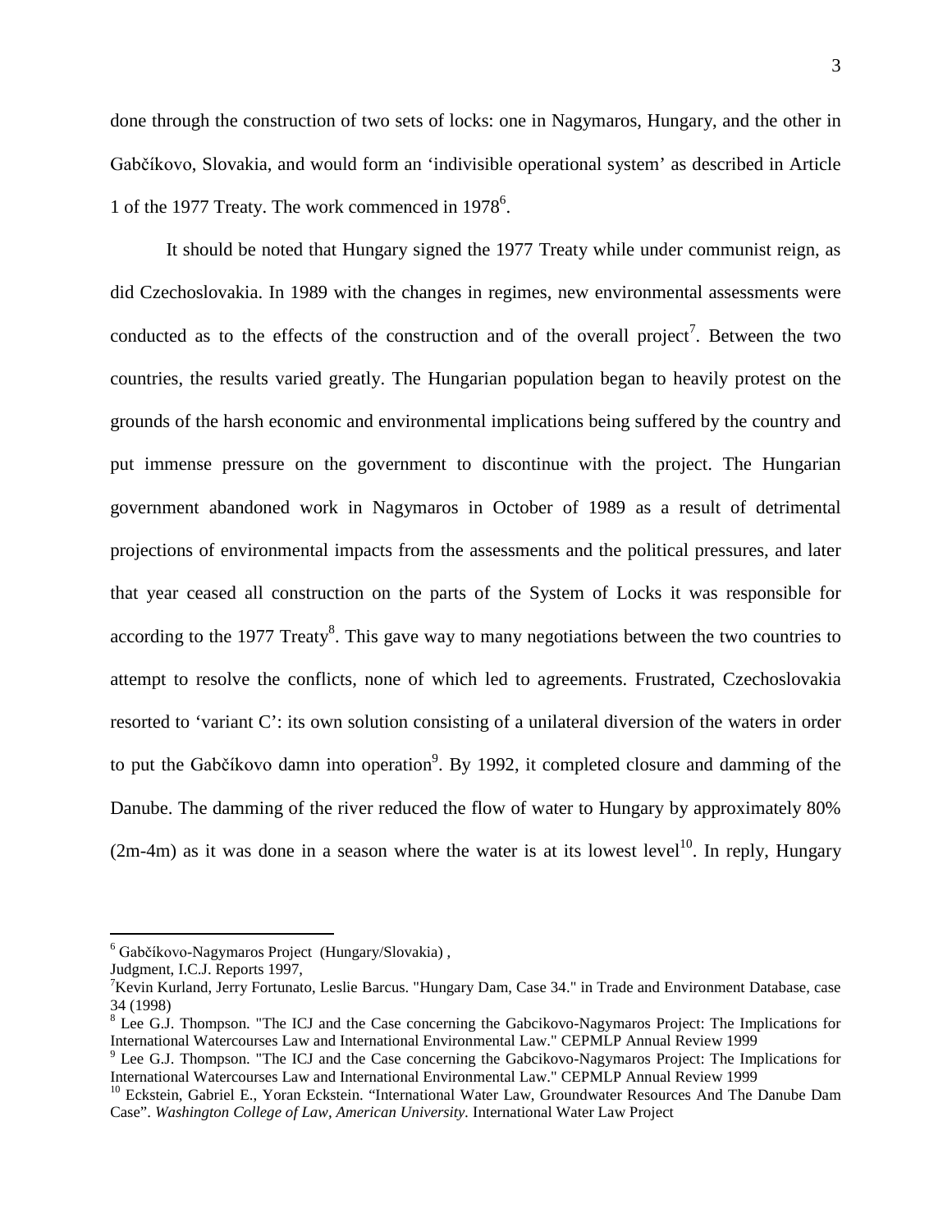done through the construction of two sets of locks: one in Nagymaros, Hungary, and the other in Gabčíkovo, Slovakia, and would form an 'indivisible operational system' as described in Article 1 of the 1977 Treaty. The work commenced in 1978[6].

It should be noted that Hungary signed the 1977 Treaty while under communist reign, as did Czechoslovakia. In 1989 with the changes in regimes, new environmental assessments were conducted as to the effects of the construction and of the overall project[7]. Between the two countries, the results varied greatly. The Hungarian population began to heavily protest on the grounds of the harsh economic and environmental implications being suffered by the country and put immense pressure on the government to discontinue with the project. The Hungarian government abandoned work in Nagymaros in October of 1989 as a result of detrimental projections of environmental impacts from the assessments and the political pressures, and later that year ceased all construction on the parts of the System of Locks it was responsible for according to the 1977 Treaty[8]. This gave way to many negotiations between the two countries to attempt to resolve the conflicts, none of which led to agreements. Frustrated, Czechoslovakia resorted to 'variant C': its own solution consisting of a unilateral diversion of the waters in order to put the Gabčíkovo damn into operation[9]. By 1992, it completed closure and damming of the Danube. The damming of the river reduced the flow of water to Hungary by approximately 80% (2m-4m) as it was done in a season where the water is at its lowest level[10]. In reply, Hungary

---

[6] Gabčíkovo-Nagymaros Project (Hungary/Slovakia) ,
Judgment, I.C.J. Reports 1997,

[7] Kevin Kurland, Jerry Fortunato, Leslie Barcus. "Hungary Dam, Case 34." in Trade and Environment Database, case 34 (1998)

[8] Lee G.J. Thompson. "The ICJ and the Case concerning the Gabcikovo-Nagymaros Project: The Implications for International Watercourses Law and International Environmental Law." CEPMLP Annual Review 1999

[9] Lee G.J. Thompson. "The ICJ and the Case concerning the Gabcikovo-Nagymaros Project: The Implications for International Watercourses Law and International Environmental Law." CEPMLP Annual Review 1999

[10] Eckstein, Gabriel E., Yoran Eckstein. "International Water Law, Groundwater Resources And The Danube Dam Case". *Washington College of Law, American University.* International Water Law Project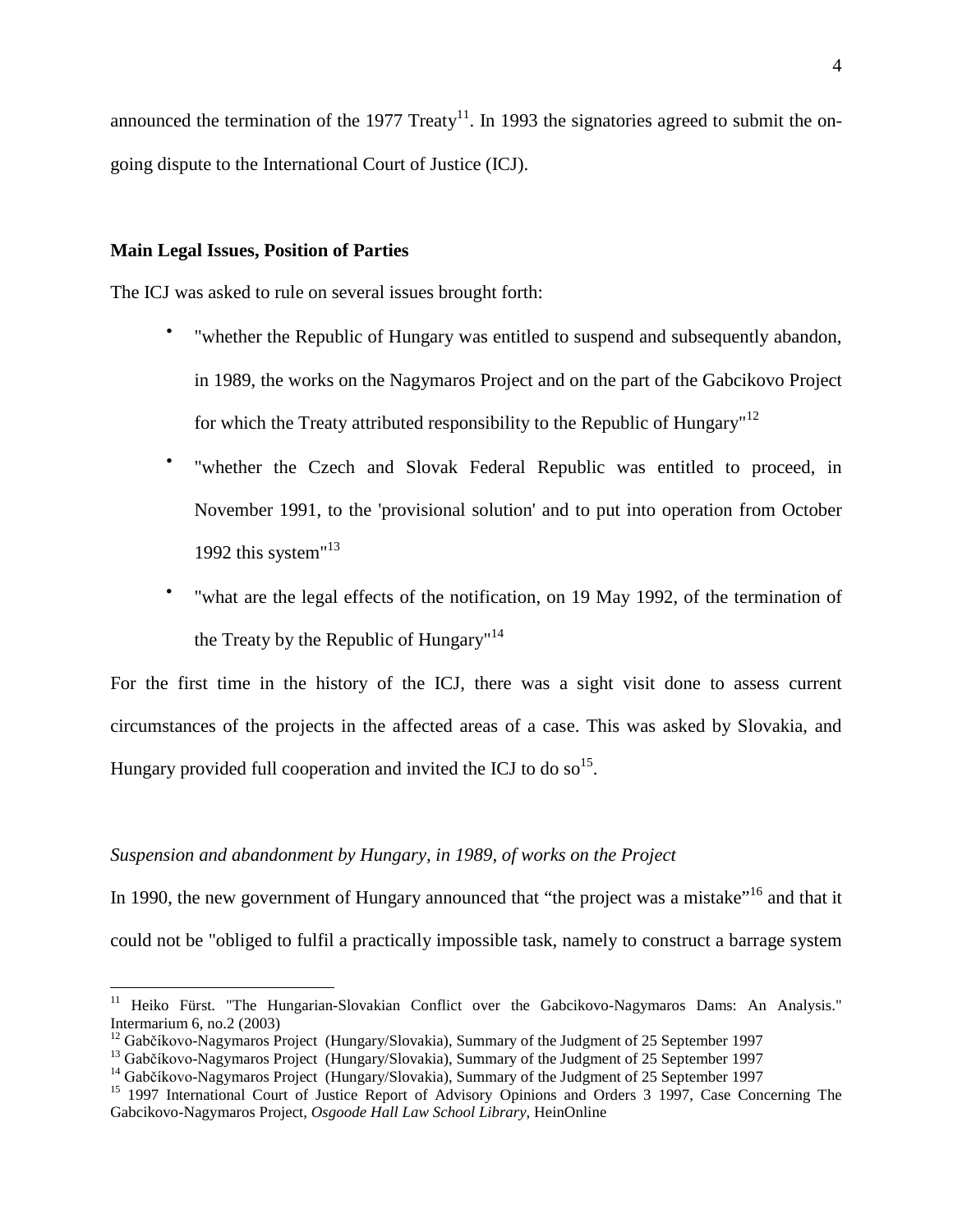announced the termination of the 1977 Treaty[11]. In 1993 the signatories agreed to submit the on-going dispute to the International Court of Justice (ICJ).

**Main Legal Issues, Position of Parties**

The ICJ was asked to rule on several issues brought forth:

- "whether the Republic of Hungary was entitled to suspend and subsequently abandon, in 1989, the works on the Nagymaros Project and on the part of the Gabcikovo Project for which the Treaty attributed responsibility to the Republic of Hungary"[12]
- "whether the Czech and Slovak Federal Republic was entitled to proceed, in November 1991, to the 'provisional solution' and to put into operation from October 1992 this system"[13]
- "what are the legal effects of the notification, on 19 May 1992, of the termination of the Treaty by the Republic of Hungary"[14]

For the first time in the history of the ICJ, there was a sight visit done to assess current circumstances of the projects in the affected areas of a case. This was asked by Slovakia, and Hungary provided full cooperation and invited the ICJ to do so[15].

*Suspension and abandonment by Hungary, in 1989, of works on the Project*

In 1990, the new government of Hungary announced that "the project was a mistake"[16] and that it could not be "obliged to fulfil a practically impossible task, namely to construct a barrage system

---

[11] Heiko Fürst. "The Hungarian-Slovakian Conflict over the Gabcikovo-Nagymaros Dams: An Analysis." Intermarium 6, no.2 (2003)

[12] Gabčíkovo-Nagymaros Project (Hungary/Slovakia), Summary of the Judgment of 25 September 1997

[13] Gabčíkovo-Nagymaros Project (Hungary/Slovakia), Summary of the Judgment of 25 September 1997

[14] Gabčíkovo-Nagymaros Project (Hungary/Slovakia), Summary of the Judgment of 25 September 1997

[15] 1997 International Court of Justice Report of Advisory Opinions and Orders 3 1997, Case Concerning The Gabcikovo-Nagymaros Project, *Osgoode Hall Law School Library*, HeinOnline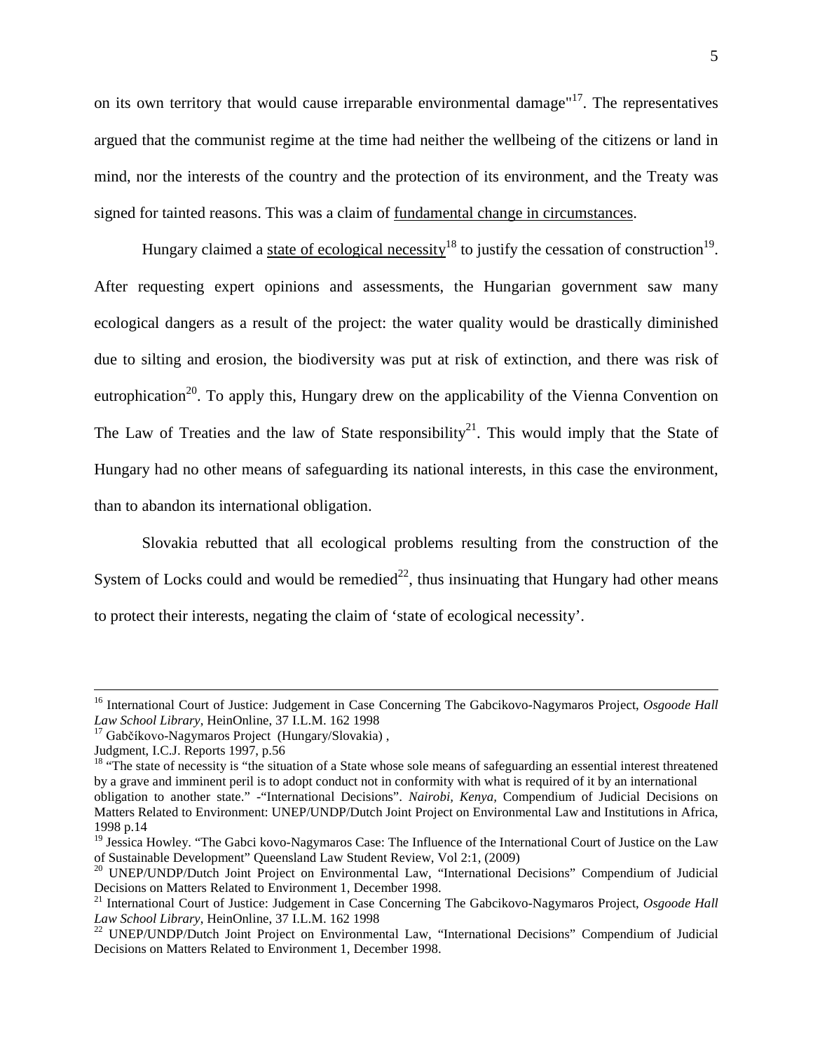on its own territory that would cause irreparable environmental damage"[17]. The representatives argued that the communist regime at the time had neither the wellbeing of the citizens or land in mind, nor the interests of the country and the protection of its environment, and the Treaty was signed for tainted reasons. This was a claim of <u>fundamental change in circumstances</u>.

Hungary claimed a <u>state of ecological necessity</u>[18] to justify the cessation of construction[19]. After requesting expert opinions and assessments, the Hungarian government saw many ecological dangers as a result of the project: the water quality would be drastically diminished due to silting and erosion, the biodiversity was put at risk of extinction, and there was risk of eutrophication[20]. To apply this, Hungary drew on the applicability of the Vienna Convention on The Law of Treaties and the law of State responsibility[21]. This would imply that the State of Hungary had no other means of safeguarding its national interests, in this case the environment, than to abandon its international obligation.

Slovakia rebutted that all ecological problems resulting from the construction of the System of Locks could and would be remedied[22], thus insinuating that Hungary had other means to protect their interests, negating the claim of 'state of ecological necessity'.

---

[16] International Court of Justice: Judgement in Case Concerning The Gabcikovo-Nagymaros Project, *Osgoode Hall Law School Library*, HeinOnline, 37 I.L.M. 162 1998

[17] Gabčíkovo-Nagymaros Project (Hungary/Slovakia) ,
Judgment, I.C.J. Reports 1997, p.56

[18] "The state of necessity is "the situation of a State whose sole means of safeguarding an essential interest threatened by a grave and imminent peril is to adopt conduct not in conformity with what is required of it by an international obligation to another state." -"International Decisions". *Nairobi, Kenya,* Compendium of Judicial Decisions on Matters Related to Environment: UNEP/UNDP/Dutch Joint Project on Environmental Law and Institutions in Africa, 1998 p.14

[19] Jessica Howley. "The Gabci kovo-Nagymaros Case: The Influence of the International Court of Justice on the Law of Sustainable Development" Queensland Law Student Review, Vol 2:1, (2009)

[20] UNEP/UNDP/Dutch Joint Project on Environmental Law, "International Decisions" Compendium of Judicial Decisions on Matters Related to Environment 1, December 1998.

[21] International Court of Justice: Judgement in Case Concerning The Gabcikovo-Nagymaros Project, *Osgoode Hall Law School Library*, HeinOnline, 37 I.L.M. 162 1998

[22] UNEP/UNDP/Dutch Joint Project on Environmental Law, "International Decisions" Compendium of Judicial Decisions on Matters Related to Environment 1, December 1998.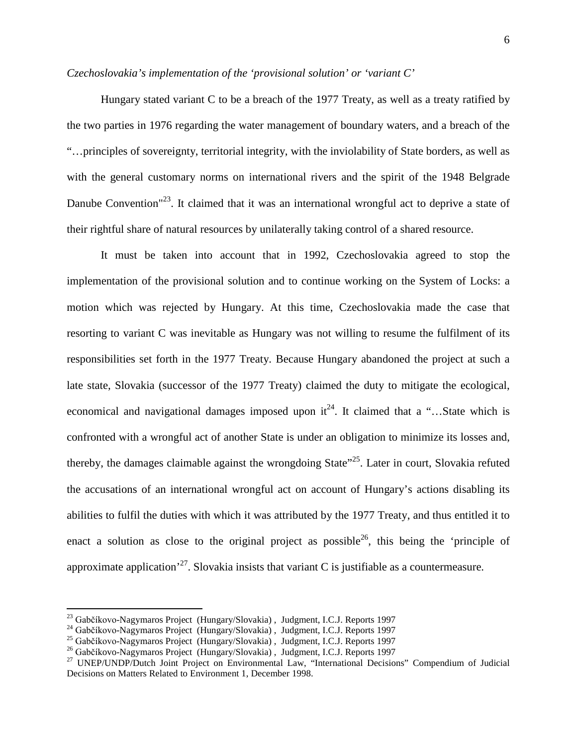*Czechoslovakia's implementation of the 'provisional solution' or 'variant C'*

Hungary stated variant C to be a breach of the 1977 Treaty, as well as a treaty ratified by the two parties in 1976 regarding the water management of boundary waters, and a breach of the "…principles of sovereignty, territorial integrity, with the inviolability of State borders, as well as with the general customary norms on international rivers and the spirit of the 1948 Belgrade Danube Convention"[23]. It claimed that it was an international wrongful act to deprive a state of their rightful share of natural resources by unilaterally taking control of a shared resource.

It must be taken into account that in 1992, Czechoslovakia agreed to stop the implementation of the provisional solution and to continue working on the System of Locks: a motion which was rejected by Hungary. At this time, Czechoslovakia made the case that resorting to variant C was inevitable as Hungary was not willing to resume the fulfilment of its responsibilities set forth in the 1977 Treaty. Because Hungary abandoned the project at such a late state, Slovakia (successor of the 1977 Treaty) claimed the duty to mitigate the ecological, economical and navigational damages imposed upon it[24]. It claimed that a "…State which is confronted with a wrongful act of another State is under an obligation to minimize its losses and, thereby, the damages claimable against the wrongdoing State"[25]. Later in court, Slovakia refuted the accusations of an international wrongful act on account of Hungary's actions disabling its abilities to fulfil the duties with which it was attributed by the 1977 Treaty, and thus entitled it to enact a solution as close to the original project as possible[26], this being the 'principle of approximate application'[27]. Slovakia insists that variant C is justifiable as a countermeasure.

---

[23] Gabčíkovo-Nagymaros Project (Hungary/Slovakia), Judgment, I.C.J. Reports 1997

[24] Gabčíkovo-Nagymaros Project (Hungary/Slovakia), Judgment, I.C.J. Reports 1997

[25] Gabčíkovo-Nagymaros Project (Hungary/Slovakia), Judgment, I.C.J. Reports 1997

[26] Gabčíkovo-Nagymaros Project (Hungary/Slovakia), Judgment, I.C.J. Reports 1997

[27] UNEP/UNDP/Dutch Joint Project on Environmental Law, "International Decisions" Compendium of Judicial Decisions on Matters Related to Environment 1, December 1998.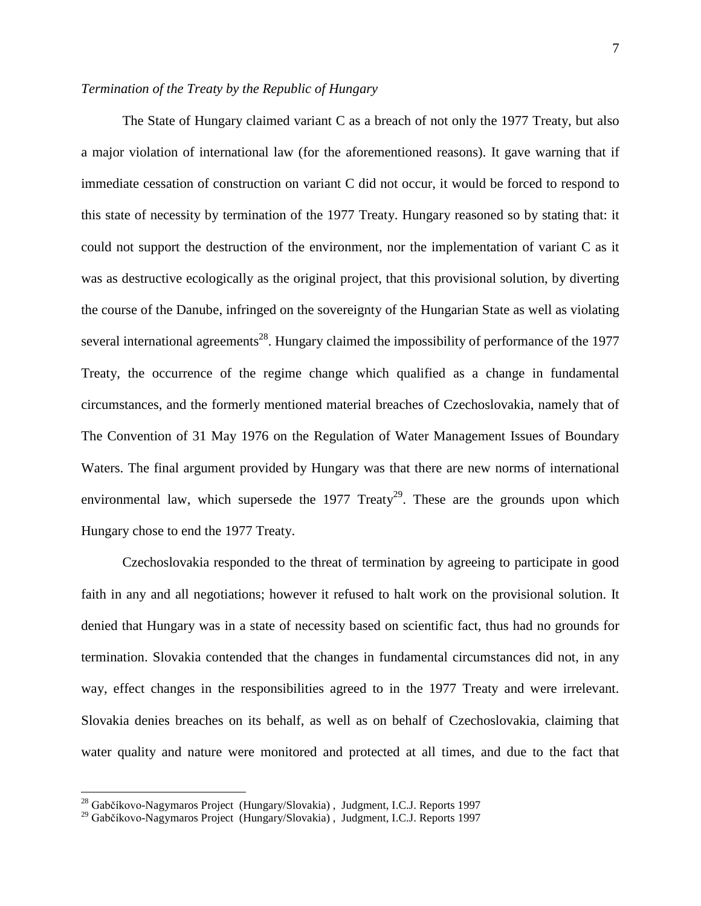*Termination of the Treaty by the Republic of Hungary*

The State of Hungary claimed variant C as a breach of not only the 1977 Treaty, but also a major violation of international law (for the aforementioned reasons). It gave warning that if immediate cessation of construction on variant C did not occur, it would be forced to respond to this state of necessity by termination of the 1977 Treaty. Hungary reasoned so by stating that: it could not support the destruction of the environment, nor the implementation of variant C as it was as destructive ecologically as the original project, that this provisional solution, by diverting the course of the Danube, infringed on the sovereignty of the Hungarian State as well as violating several international agreements[28]. Hungary claimed the impossibility of performance of the 1977 Treaty, the occurrence of the regime change which qualified as a change in fundamental circumstances, and the formerly mentioned material breaches of Czechoslovakia, namely that of The Convention of 31 May 1976 on the Regulation of Water Management Issues of Boundary Waters. The final argument provided by Hungary was that there are new norms of international environmental law, which supersede the 1977 Treaty[29]. These are the grounds upon which Hungary chose to end the 1977 Treaty.

Czechoslovakia responded to the threat of termination by agreeing to participate in good faith in any and all negotiations; however it refused to halt work on the provisional solution. It denied that Hungary was in a state of necessity based on scientific fact, thus had no grounds for termination. Slovakia contended that the changes in fundamental circumstances did not, in any way, effect changes in the responsibilities agreed to in the 1977 Treaty and were irrelevant. Slovakia denies breaches on its behalf, as well as on behalf of Czechoslovakia, claiming that water quality and nature were monitored and protected at all times, and due to the fact that

[28] Gabčíkovo-Nagymaros Project (Hungary/Slovakia) , Judgment, I.C.J. Reports 1997

[29] Gabčíkovo-Nagymaros Project (Hungary/Slovakia) , Judgment, I.C.J. Reports 1997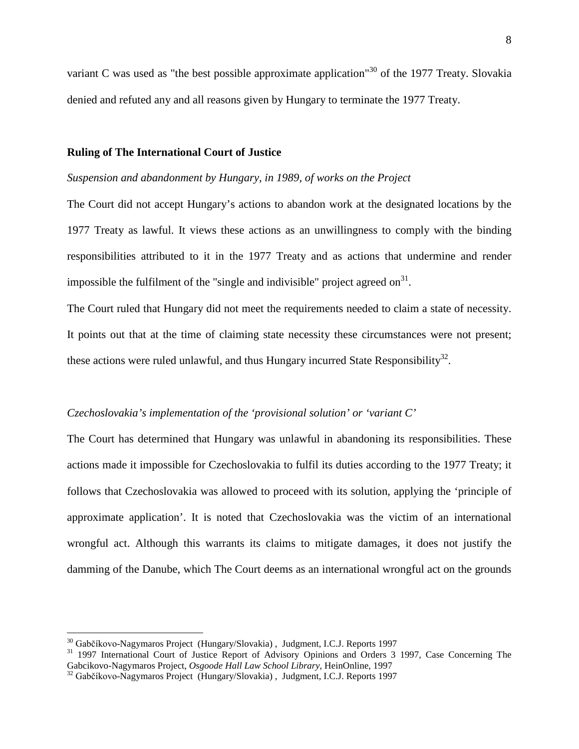variant C was used as "the best possible approximate application"[30] of the 1977 Treaty. Slovakia denied and refuted any and all reasons given by Hungary to terminate the 1977 Treaty.

**Ruling of The International Court of Justice**

*Suspension and abandonment by Hungary, in 1989, of works on the Project*

The Court did not accept Hungary's actions to abandon work at the designated locations by the 1977 Treaty as lawful. It views these actions as an unwillingness to comply with the binding responsibilities attributed to it in the 1977 Treaty and as actions that undermine and render impossible the fulfilment of the "single and indivisible" project agreed on[31].

The Court ruled that Hungary did not meet the requirements needed to claim a state of necessity. It points out that at the time of claiming state necessity these circumstances were not present; these actions were ruled unlawful, and thus Hungary incurred State Responsibility[32].

*Czechoslovakia's implementation of the 'provisional solution' or 'variant C'*

The Court has determined that Hungary was unlawful in abandoning its responsibilities. These actions made it impossible for Czechoslovakia to fulfil its duties according to the 1977 Treaty; it follows that Czechoslovakia was allowed to proceed with its solution, applying the 'principle of approximate application'. It is noted that Czechoslovakia was the victim of an international wrongful act. Although this warrants its claims to mitigate damages, it does not justify the damming of the Danube, which The Court deems as an international wrongful act on the grounds

---

[30] Gabčíkovo-Nagymaros Project (Hungary/Slovakia) , Judgment, I.C.J. Reports 1997

[31] 1997 International Court of Justice Report of Advisory Opinions and Orders 3 1997, Case Concerning The Gabcikovo-Nagymaros Project, *Osgoode Hall Law School Library*, HeinOnline, 1997

[32] Gabčíkovo-Nagymaros Project (Hungary/Slovakia) , Judgment, I.C.J. Reports 1997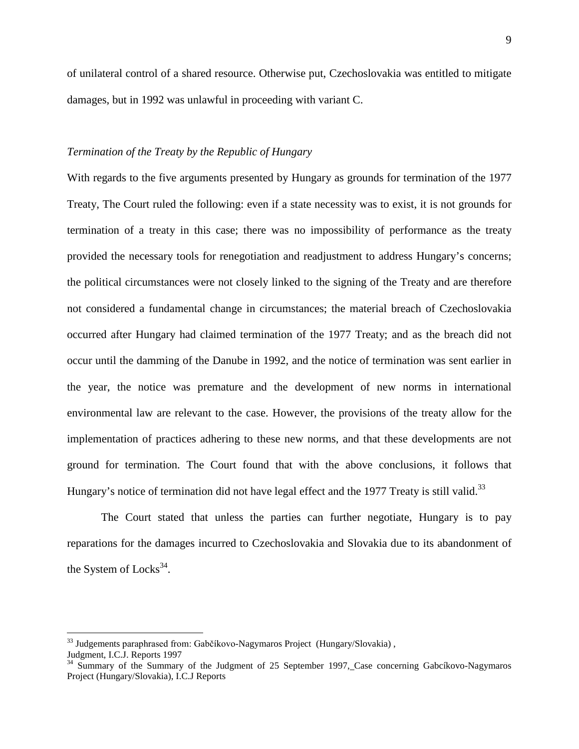of unilateral control of a shared resource. Otherwise put, Czechoslovakia was entitled to mitigate damages, but in 1992 was unlawful in proceeding with variant C.

*Termination of the Treaty by the Republic of Hungary*

With regards to the five arguments presented by Hungary as grounds for termination of the 1977 Treaty, The Court ruled the following: even if a state necessity was to exist, it is not grounds for termination of a treaty in this case; there was no impossibility of performance as the treaty provided the necessary tools for renegotiation and readjustment to address Hungary's concerns; the political circumstances were not closely linked to the signing of the Treaty and are therefore not considered a fundamental change in circumstances; the material breach of Czechoslovakia occurred after Hungary had claimed termination of the 1977 Treaty; and as the breach did not occur until the damming of the Danube in 1992, and the notice of termination was sent earlier in the year, the notice was premature and the development of new norms in international environmental law are relevant to the case. However, the provisions of the treaty allow for the implementation of practices adhering to these new norms, and that these developments are not ground for termination. The Court found that with the above conclusions, it follows that Hungary's notice of termination did not have legal effect and the 1977 Treaty is still valid.[33]

The Court stated that unless the parties can further negotiate, Hungary is to pay reparations for the damages incurred to Czechoslovakia and Slovakia due to its abandonment of the System of Locks[34].

---

[33] Judgements paraphrased from: Gabčíkovo-Nagymaros Project (Hungary/Slovakia), Judgment, I.C.J. Reports 1997

[34] Summary of the Summary of the Judgment of 25 September 1997, Case concerning Gabcíkovo-Nagymaros Project (Hungary/Slovakia), I.C.J Reports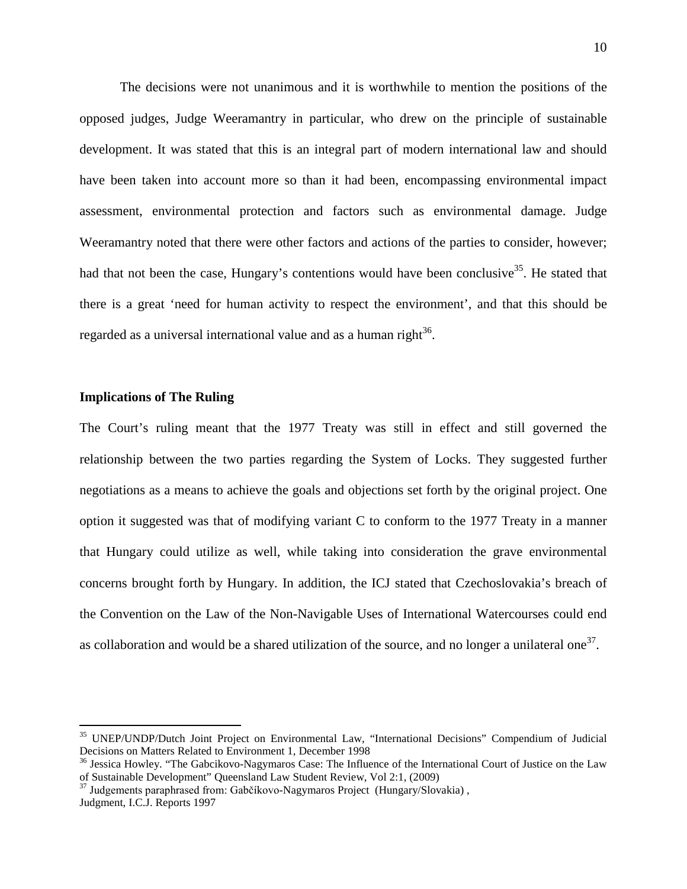The decisions were not unanimous and it is worthwhile to mention the positions of the opposed judges, Judge Weeramantry in particular, who drew on the principle of sustainable development. It was stated that this is an integral part of modern international law and should have been taken into account more so than it had been, encompassing environmental impact assessment, environmental protection and factors such as environmental damage. Judge Weeramantry noted that there were other factors and actions of the parties to consider, however; had that not been the case, Hungary's contentions would have been conclusive[35]. He stated that there is a great 'need for human activity to respect the environment', and that this should be regarded as a universal international value and as a human right[36].

**Implications of The Ruling**

The Court's ruling meant that the 1977 Treaty was still in effect and still governed the relationship between the two parties regarding the System of Locks. They suggested further negotiations as a means to achieve the goals and objections set forth by the original project. One option it suggested was that of modifying variant C to conform to the 1977 Treaty in a manner that Hungary could utilize as well, while taking into consideration the grave environmental concerns brought forth by Hungary. In addition, the ICJ stated that Czechoslovakia's breach of the Convention on the Law of the Non-Navigable Uses of International Watercourses could end as collaboration and would be a shared utilization of the source, and no longer a unilateral one[37].

---

[35] UNEP/UNDP/Dutch Joint Project on Environmental Law, "International Decisions" Compendium of Judicial Decisions on Matters Related to Environment 1, December 1998

[36] Jessica Howley. "The Gabcikovo-Nagymaros Case: The Influence of the International Court of Justice on the Law of Sustainable Development" Queensland Law Student Review, Vol 2:1, (2009)

[37] Judgements paraphrased from: Gabčíkovo-Nagymaros Project (Hungary/Slovakia), Judgment, I.C.J. Reports 1997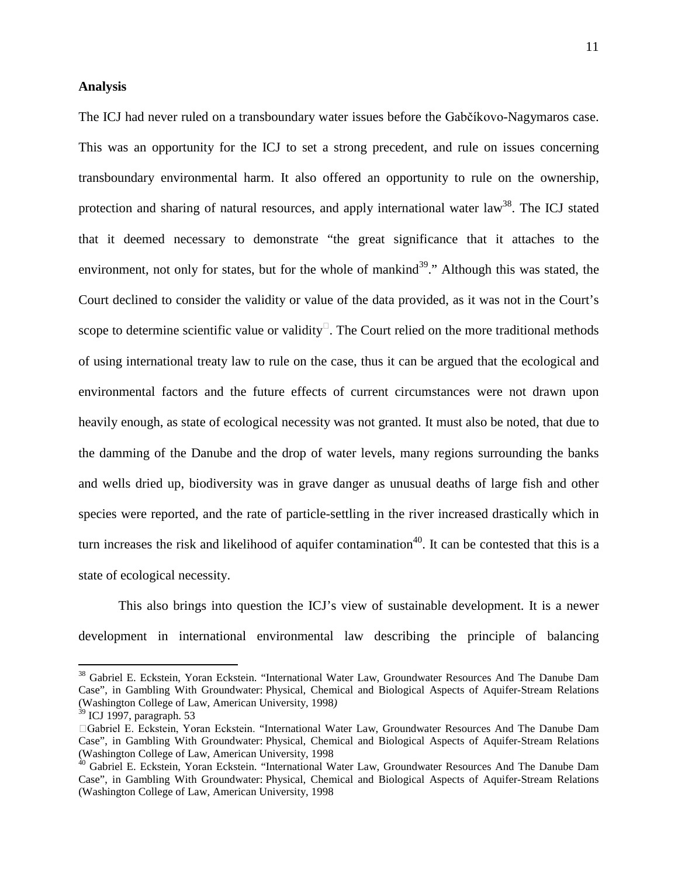**Analysis**

The ICJ had never ruled on a transboundary water issues before the Gabčíkovo-Nagymaros case. This was an opportunity for the ICJ to set a strong precedent, and rule on issues concerning transboundary environmental harm. It also offered an opportunity to rule on the ownership, protection and sharing of natural resources, and apply international water law[38]. The ICJ stated that it deemed necessary to demonstrate "the great significance that it attaches to the environment, not only for states, but for the whole of mankind[39]." Although this was stated, the Court declined to consider the validity or value of the data provided, as it was not in the Court's scope to determine scientific value or validity. The Court relied on the more traditional methods of using international treaty law to rule on the case, thus it can be argued that the ecological and environmental factors and the future effects of current circumstances were not drawn upon heavily enough, as state of ecological necessity was not granted. It must also be noted, that due to the damming of the Danube and the drop of water levels, many regions surrounding the banks and wells dried up, biodiversity was in grave danger as unusual deaths of large fish and other species were reported, and the rate of particle-settling in the river increased drastically which in turn increases the risk and likelihood of aquifer contamination[40]. It can be contested that this is a state of ecological necessity.

This also brings into question the ICJ's view of sustainable development. It is a newer development in international environmental law describing the principle of balancing

---

[38] Gabriel E. Eckstein, Yoran Eckstein. "International Water Law, Groundwater Resources And The Danube Dam Case", in Gambling With Groundwater: Physical, Chemical and Biological Aspects of Aquifer-Stream Relations (Washington College of Law, American University, 1998*)*

[39] ICJ 1997, paragraph. 53

Gabriel E. Eckstein, Yoran Eckstein. "International Water Law, Groundwater Resources And The Danube Dam Case", in Gambling With Groundwater: Physical, Chemical and Biological Aspects of Aquifer-Stream Relations (Washington College of Law, American University, 1998

[40] Gabriel E. Eckstein, Yoran Eckstein. "International Water Law, Groundwater Resources And The Danube Dam Case", in Gambling With Groundwater: Physical, Chemical and Biological Aspects of Aquifer-Stream Relations (Washington College of Law, American University, 1998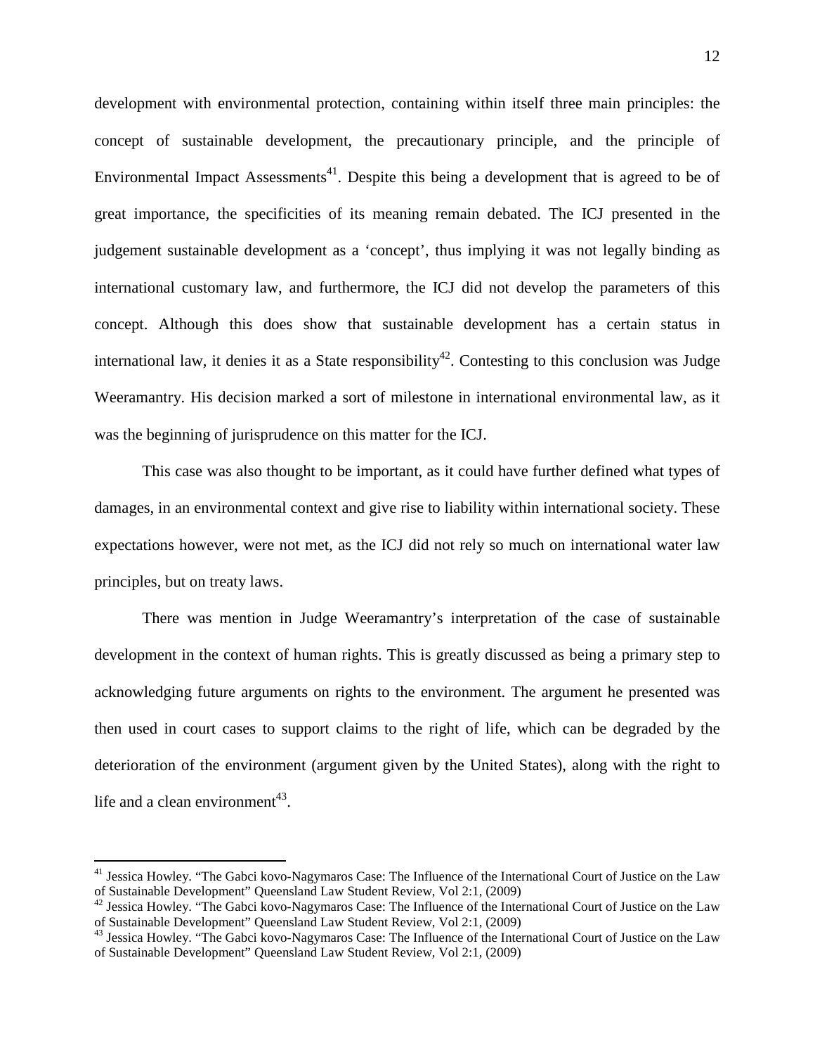development with environmental protection, containing within itself three main principles: the concept of sustainable development, the precautionary principle, and the principle of Environmental Impact Assessments[41]. Despite this being a development that is agreed to be of great importance, the specificities of its meaning remain debated. The ICJ presented in the judgement sustainable development as a 'concept', thus implying it was not legally binding as international customary law, and furthermore, the ICJ did not develop the parameters of this concept. Although this does show that sustainable development has a certain status in international law, it denies it as a State responsibility[42]. Contesting to this conclusion was Judge Weeramantry. His decision marked a sort of milestone in international environmental law, as it was the beginning of jurisprudence on this matter for the ICJ.

This case was also thought to be important, as it could have further defined what types of damages, in an environmental context and give rise to liability within international society. These expectations however, were not met, as the ICJ did not rely so much on international water law principles, but on treaty laws.

There was mention in Judge Weeramantry's interpretation of the case of sustainable development in the context of human rights. This is greatly discussed as being a primary step to acknowledging future arguments on rights to the environment. The argument he presented was then used in court cases to support claims to the right of life, which can be degraded by the deterioration of the environment (argument given by the United States), along with the right to life and a clean environment[43].

---

[41] Jessica Howley. "The Gabci kovo-Nagymaros Case: The Influence of the International Court of Justice on the Law of Sustainable Development" Queensland Law Student Review, Vol 2:1, (2009)

[42] Jessica Howley. "The Gabci kovo-Nagymaros Case: The Influence of the International Court of Justice on the Law of Sustainable Development" Queensland Law Student Review, Vol 2:1, (2009)

[43] Jessica Howley. "The Gabci kovo-Nagymaros Case: The Influence of the International Court of Justice on the Law of Sustainable Development" Queensland Law Student Review, Vol 2:1, (2009)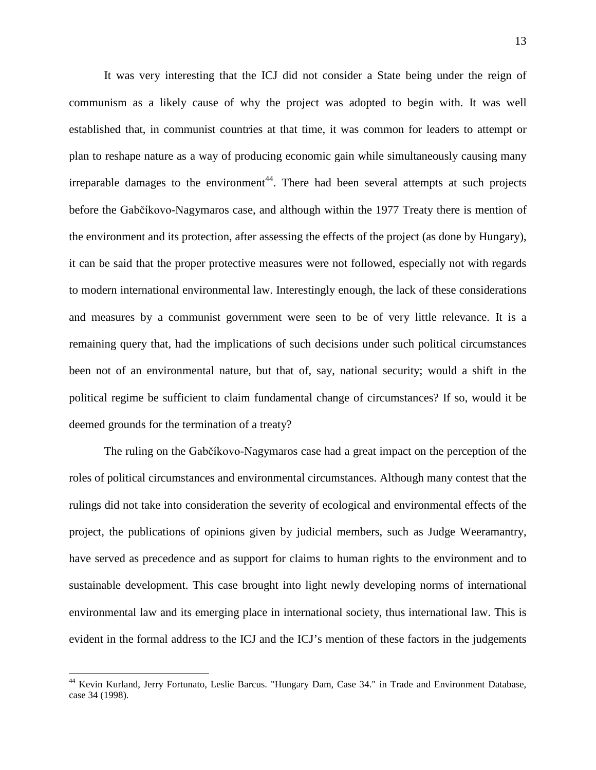It was very interesting that the ICJ did not consider a State being under the reign of communism as a likely cause of why the project was adopted to begin with. It was well established that, in communist countries at that time, it was common for leaders to attempt or plan to reshape nature as a way of producing economic gain while simultaneously causing many irreparable damages to the environment[44]. There had been several attempts at such projects before the Gabčíkovo-Nagymaros case, and although within the 1977 Treaty there is mention of the environment and its protection, after assessing the effects of the project (as done by Hungary), it can be said that the proper protective measures were not followed, especially not with regards to modern international environmental law. Interestingly enough, the lack of these considerations and measures by a communist government were seen to be of very little relevance. It is a remaining query that, had the implications of such decisions under such political circumstances been not of an environmental nature, but that of, say, national security; would a shift in the political regime be sufficient to claim fundamental change of circumstances? If so, would it be deemed grounds for the termination of a treaty?

The ruling on the Gabčíkovo-Nagymaros case had a great impact on the perception of the roles of political circumstances and environmental circumstances. Although many contest that the rulings did not take into consideration the severity of ecological and environmental effects of the project, the publications of opinions given by judicial members, such as Judge Weeramantry, have served as precedence and as support for claims to human rights to the environment and to sustainable development. This case brought into light newly developing norms of international environmental law and its emerging place in international society, thus international law. This is evident in the formal address to the ICJ and the ICJ's mention of these factors in the judgements

[44] Kevin Kurland, Jerry Fortunato, Leslie Barcus. "Hungary Dam, Case 34." in Trade and Environment Database, case 34 (1998).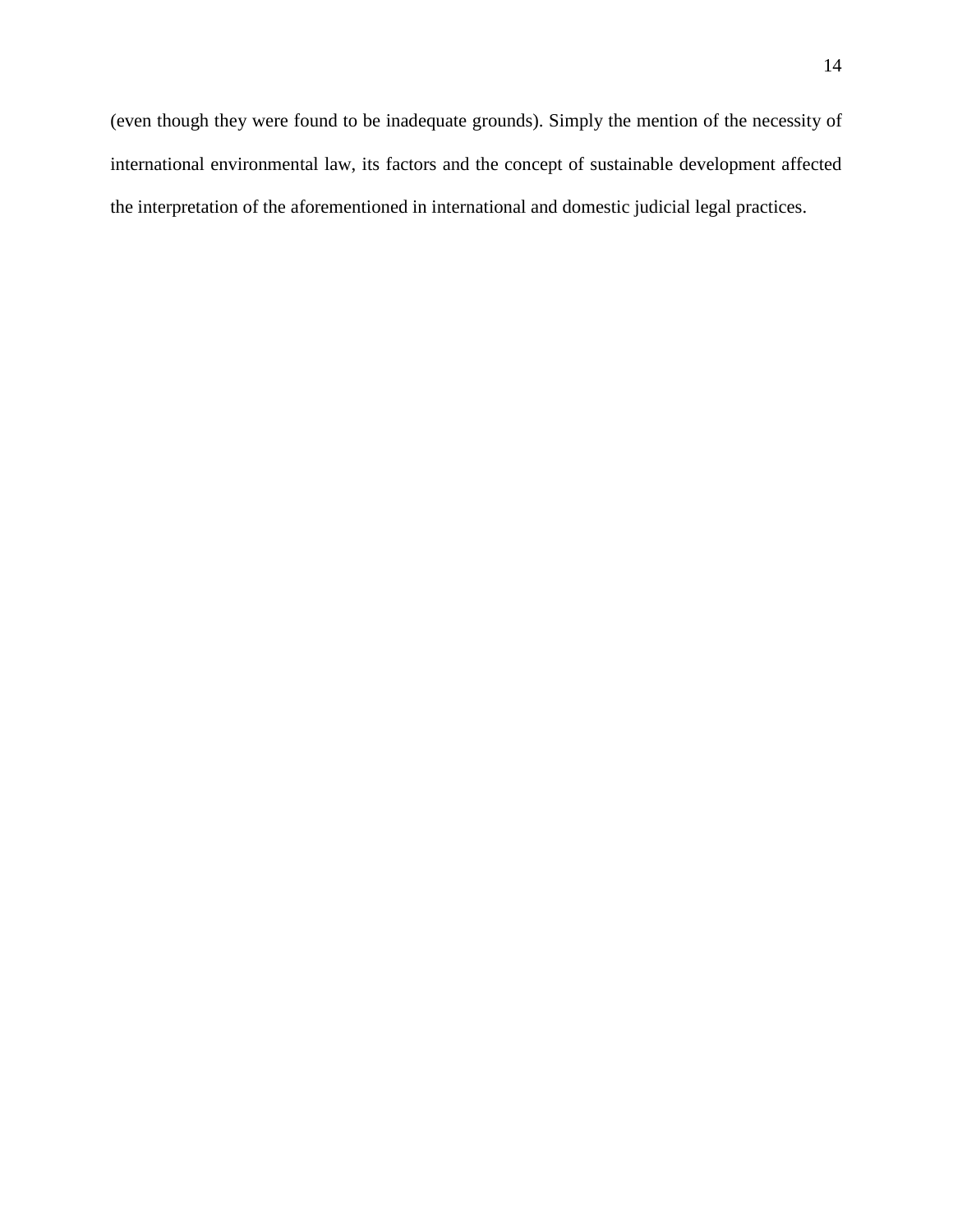(even though they were found to be inadequate grounds). Simply the mention of the necessity of international environmental law, its factors and the concept of sustainable development affected the interpretation of the aforementioned in international and domestic judicial legal practices.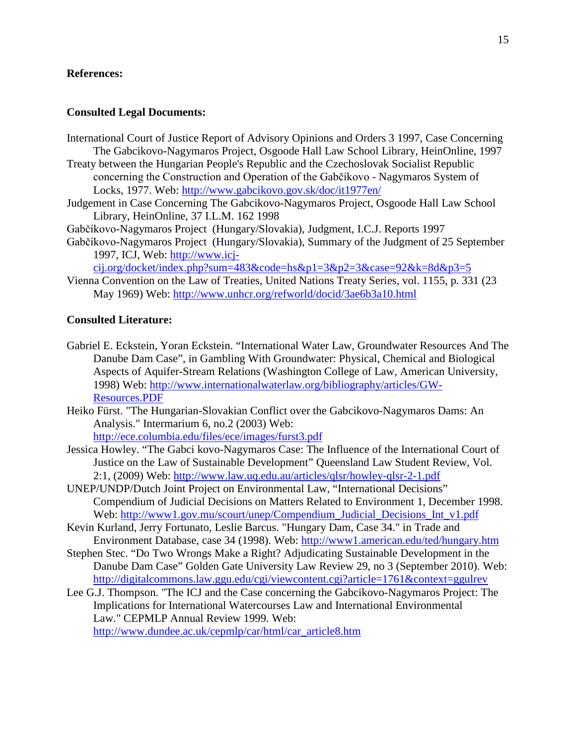**References:**

**Consulted Legal Documents:**

International Court of Justice Report of Advisory Opinions and Orders 3 1997, Case Concerning The Gabcikovo-Nagymaros Project, Osgoode Hall Law School Library, HeinOnline, 1997

Treaty between the Hungarian People's Republic and the Czechoslovak Socialist Republic concerning the Construction and Operation of the Gabčíkovo - Nagymaros System of Locks, 1977. Web: http://www.gabcikovo.gov.sk/doc/it1977en/

Judgement in Case Concerning The Gabcikovo-Nagymaros Project, Osgoode Hall Law School Library, HeinOnline, 37 I.L.M. 162 1998

Gabčíkovo-Nagymaros Project (Hungary/Slovakia), Judgment, I.C.J. Reports 1997

Gabčíkovo-Nagymaros Project (Hungary/Slovakia), Summary of the Judgment of 25 September 1997, ICJ, Web: http://www.icj-cij.org/docket/index.php?sum=483&code=hs&p1=3&p2=3&case=92&k=8d&p3=5

Vienna Convention on the Law of Treaties, United Nations Treaty Series, vol. 1155, p. 331 (23 May 1969) Web: http://www.unhcr.org/refworld/docid/3ae6b3a10.html

**Consulted Literature:**

Gabriel E. Eckstein, Yoran Eckstein. "International Water Law, Groundwater Resources And The Danube Dam Case", in Gambling With Groundwater: Physical, Chemical and Biological Aspects of Aquifer-Stream Relations (Washington College of Law, American University, 1998) Web: http://www.internationalwaterlaw.org/bibliography/articles/GW-Resources.PDF

Heiko Fürst. "The Hungarian-Slovakian Conflict over the Gabcikovo-Nagymaros Dams: An Analysis." Intermarium 6, no.2 (2003) Web: http://ece.columbia.edu/files/ece/images/furst3.pdf

Jessica Howley. "The Gabci kovo-Nagymaros Case: The Influence of the International Court of Justice on the Law of Sustainable Development" Queensland Law Student Review, Vol. 2:1, (2009) Web: http://www.law.uq.edu.au/articles/qlsr/howley-qlsr-2-1.pdf

UNEP/UNDP/Dutch Joint Project on Environmental Law, "International Decisions" Compendium of Judicial Decisions on Matters Related to Environment 1, December 1998. Web: http://www1.gov.mu/scourt/unep/Compendium_Judicial_Decisions_Int_v1.pdf

Kevin Kurland, Jerry Fortunato, Leslie Barcus. "Hungary Dam, Case 34." in Trade and Environment Database, case 34 (1998). Web: http://www1.american.edu/ted/hungary.htm

Stephen Stec. "Do Two Wrongs Make a Right? Adjudicating Sustainable Development in the Danube Dam Case" Golden Gate University Law Review 29, no 3 (September 2010). Web: http://digitalcommons.law.ggu.edu/cgi/viewcontent.cgi?article=1761&context=ggulrev

Lee G.J. Thompson. "The ICJ and the Case concerning the Gabcikovo-Nagymaros Project: The Implications for International Watercourses Law and International Environmental Law." CEPMLP Annual Review 1999. Web: http://www.dundee.ac.uk/cepmlp/car/html/car_article8.htm